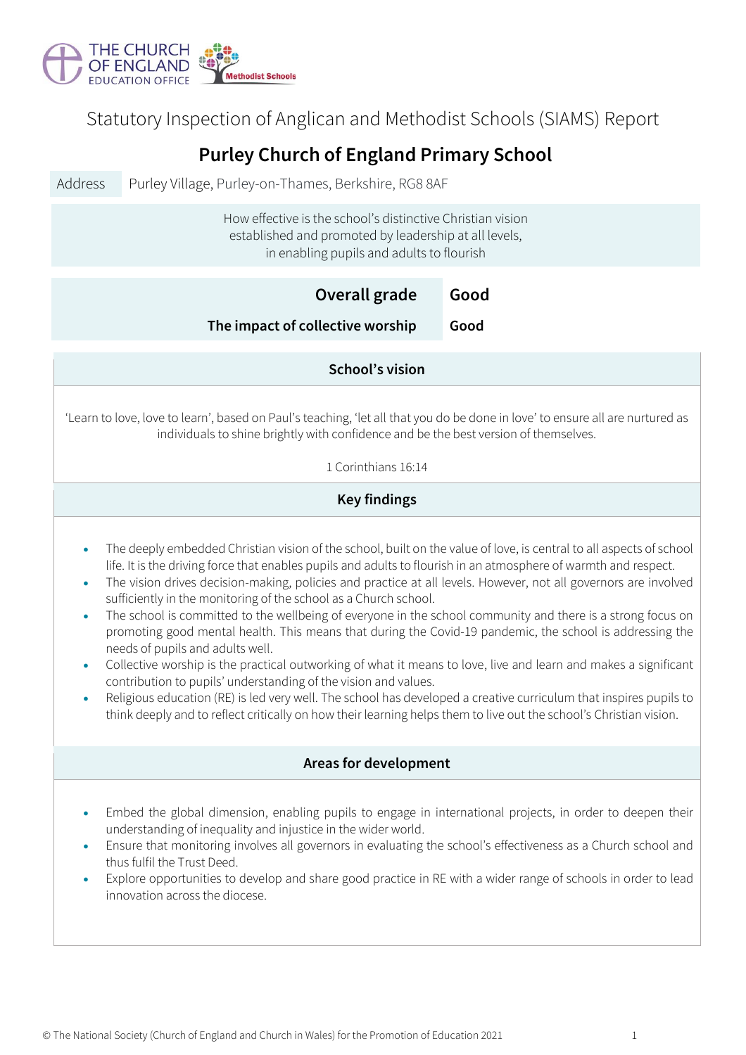THE CHURCH OF ENGLAND EDUCATION OFFICE

Methodist Schools

Statutory Inspection of Anglican and Methodist Schools (SIAMS) Report

# Purley Church of England Primary School

| Address | Purley Village, Purley-on-Thames, Berkshire, RG8 8AF |
|---|---|

How effective is the school's distinctive Christian vision established and promoted by leadership at all levels, in enabling pupils and adults to flourish

| | |
|---|---|
| **Overall grade** | **Good** |
| **The impact of collective worship** | **Good** |

## School's vision

'Learn to love, love to learn', based on Paul's teaching, 'let all that you do be done in love' to ensure all are nurtured as individuals to shine brightly with confidence and be the best version of themselves.

1 Corinthians 16:14

## Key findings

- The deeply embedded Christian vision of the school, built on the value of love, is central to all aspects of school life. It is the driving force that enables pupils and adults to flourish in an atmosphere of warmth and respect.
- The vision drives decision-making, policies and practice at all levels. However, not all governors are involved sufficiently in the monitoring of the school as a Church school.
- The school is committed to the wellbeing of everyone in the school community and there is a strong focus on promoting good mental health. This means that during the Covid-19 pandemic, the school is addressing the needs of pupils and adults well.
- Collective worship is the practical outworking of what it means to love, live and learn and makes a significant contribution to pupils' understanding of the vision and values.
- Religious education (RE) is led very well. The school has developed a creative curriculum that inspires pupils to think deeply and to reflect critically on how their learning helps them to live out the school's Christian vision.

## Areas for development

- Embed the global dimension, enabling pupils to engage in international projects, in order to deepen their understanding of inequality and injustice in the wider world.
- Ensure that monitoring involves all governors in evaluating the school's effectiveness as a Church school and thus fulfil the Trust Deed.
- Explore opportunities to develop and share good practice in RE with a wider range of schools in order to lead innovation across the diocese.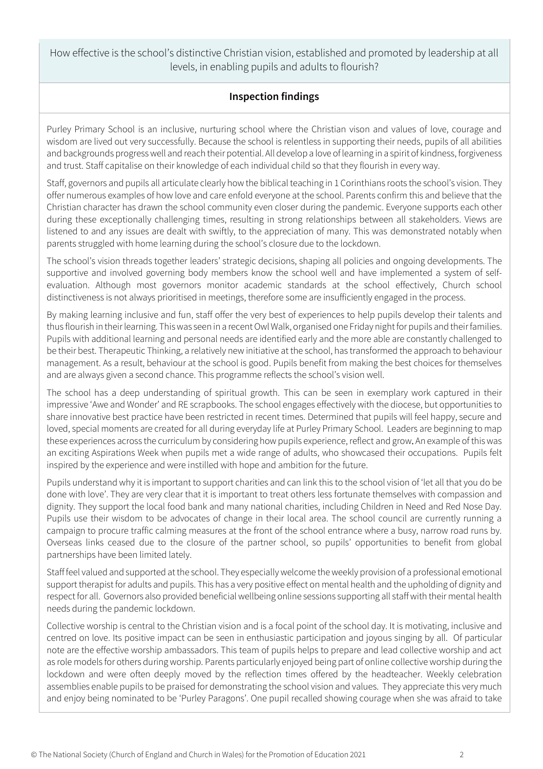How effective is the school's distinctive Christian vision, established and promoted by leadership at all levels, in enabling pupils and adults to flourish?

## Inspection findings

Purley Primary School is an inclusive, nurturing school where the Christian vison and values of love, courage and wisdom are lived out very successfully. Because the school is relentless in supporting their needs, pupils of all abilities and backgrounds progress well and reach their potential. All develop a love of learning in a spirit of kindness, forgiveness and trust. Staff capitalise on their knowledge of each individual child so that they flourish in every way.

Staff, governors and pupils all articulate clearly how the biblical teaching in 1 Corinthians roots the school's vision. They offer numerous examples of how love and care enfold everyone at the school. Parents confirm this and believe that the Christian character has drawn the school community even closer during the pandemic. Everyone supports each other during these exceptionally challenging times, resulting in strong relationships between all stakeholders. Views are listened to and any issues are dealt with swiftly, to the appreciation of many. This was demonstrated notably when parents struggled with home learning during the school's closure due to the lockdown.

The school's vision threads together leaders' strategic decisions, shaping all policies and ongoing developments. The supportive and involved governing body members know the school well and have implemented a system of self-evaluation. Although most governors monitor academic standards at the school effectively, Church school distinctiveness is not always prioritised in meetings, therefore some are insufficiently engaged in the process.

By making learning inclusive and fun, staff offer the very best of experiences to help pupils develop their talents and thus flourish in their learning. This was seen in a recent Owl Walk, organised one Friday night for pupils and their families. Pupils with additional learning and personal needs are identified early and the more able are constantly challenged to be their best. Therapeutic Thinking, a relatively new initiative at the school, has transformed the approach to behaviour management. As a result, behaviour at the school is good. Pupils benefit from making the best choices for themselves and are always given a second chance. This programme reflects the school's vision well.

The school has a deep understanding of spiritual growth. This can be seen in exemplary work captured in their impressive 'Awe and Wonder' and RE scrapbooks. The school engages effectively with the diocese, but opportunities to share innovative best practice have been restricted in recent times. Determined that pupils will feel happy, secure and loved, special moments are created for all during everyday life at Purley Primary School. Leaders are beginning to map these experiences across the curriculum by considering how pupils experience, reflect and grow. An example of this was an exciting Aspirations Week when pupils met a wide range of adults, who showcased their occupations. Pupils felt inspired by the experience and were instilled with hope and ambition for the future.

Pupils understand why it is important to support charities and can link this to the school vision of 'let all that you do be done with love'. They are very clear that it is important to treat others less fortunate themselves with compassion and dignity. They support the local food bank and many national charities, including Children in Need and Red Nose Day. Pupils use their wisdom to be advocates of change in their local area. The school council are currently running a campaign to procure traffic calming measures at the front of the school entrance where a busy, narrow road runs by. Overseas links ceased due to the closure of the partner school, so pupils' opportunities to benefit from global partnerships have been limited lately.

Staff feel valued and supported at the school. They especially welcome the weekly provision of a professional emotional support therapist for adults and pupils. This has a very positive effect on mental health and the upholding of dignity and respect for all. Governors also provided beneficial wellbeing online sessions supporting all staff with their mental health needs during the pandemic lockdown.

Collective worship is central to the Christian vision and is a focal point of the school day. It is motivating, inclusive and centred on love. Its positive impact can be seen in enthusiastic participation and joyous singing by all. Of particular note are the effective worship ambassadors. This team of pupils helps to prepare and lead collective worship and act as role models for others during worship. Parents particularly enjoyed being part of online collective worship during the lockdown and were often deeply moved by the reflection times offered by the headteacher. Weekly celebration assemblies enable pupils to be praised for demonstrating the school vision and values. They appreciate this very much and enjoy being nominated to be 'Purley Paragons'. One pupil recalled showing courage when she was afraid to take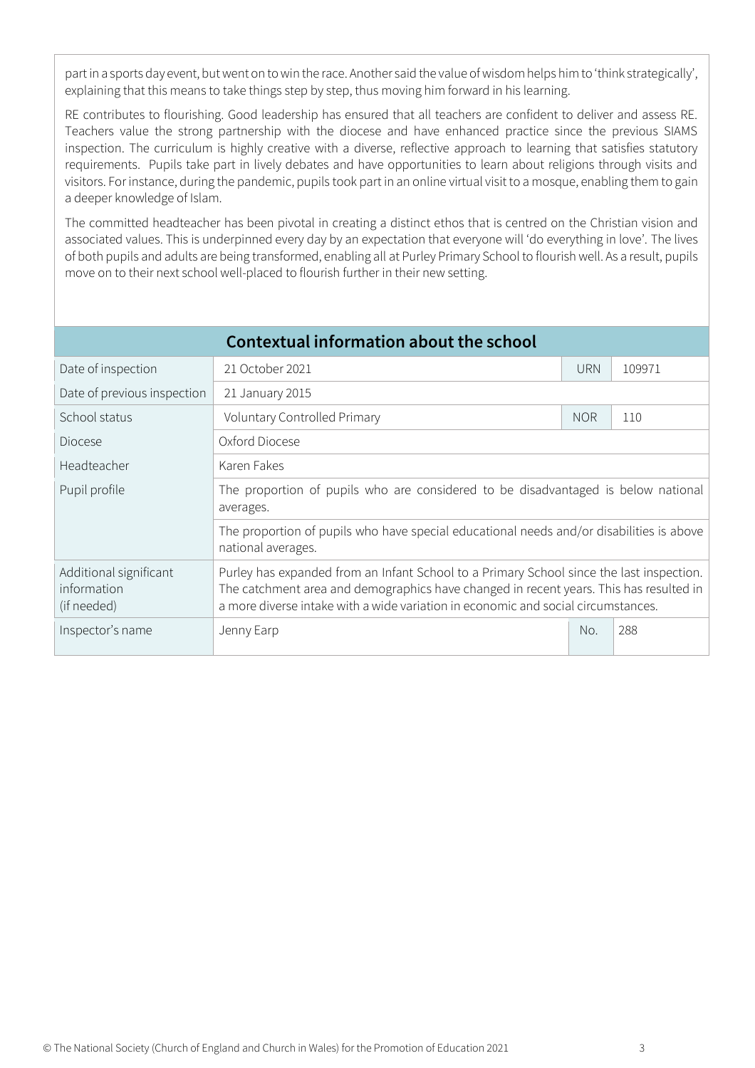part in a sports day event, but went on to win the race. Another said the value of wisdom helps him to 'think strategically', explaining that this means to take things step by step, thus moving him forward in his learning.

RE contributes to flourishing. Good leadership has ensured that all teachers are confident to deliver and assess RE. Teachers value the strong partnership with the diocese and have enhanced practice since the previous SIAMS inspection. The curriculum is highly creative with a diverse, reflective approach to learning that satisfies statutory requirements. Pupils take part in lively debates and have opportunities to learn about religions through visits and visitors. For instance, during the pandemic, pupils took part in an online virtual visit to a mosque, enabling them to gain a deeper knowledge of Islam.

The committed headteacher has been pivotal in creating a distinct ethos that is centred on the Christian vision and associated values. This is underpinned every day by an expectation that everyone will 'do everything in love'. The lives of both pupils and adults are being transformed, enabling all at Purley Primary School to flourish well. As a result, pupils move on to their next school well-placed to flourish further in their new setting.

## Contextual information about the school

| | | | |
|---|---|---|---|
| Date of inspection | 21 October 2021 | URN | 109971 |
| Date of previous inspection | 21 January 2015 | | |
| School status | Voluntary Controlled Primary | NOR | 110 |
| Diocese | Oxford Diocese | | |
| Headteacher | Karen Fakes | | |
| Pupil profile | The proportion of pupils who are considered to be disadvantaged is below national averages. | | |
| | The proportion of pupils who have special educational needs and/or disabilities is above national averages. | | |
| Additional significant information (if needed) | Purley has expanded from an Infant School to a Primary School since the last inspection. The catchment area and demographics have changed in recent years. This has resulted in a more diverse intake with a wide variation in economic and social circumstances. | | |
| Inspector's name | Jenny Earp | No. | 288 |

© The National Society (Church of England and Church in Wales) for the Promotion of Education 2021